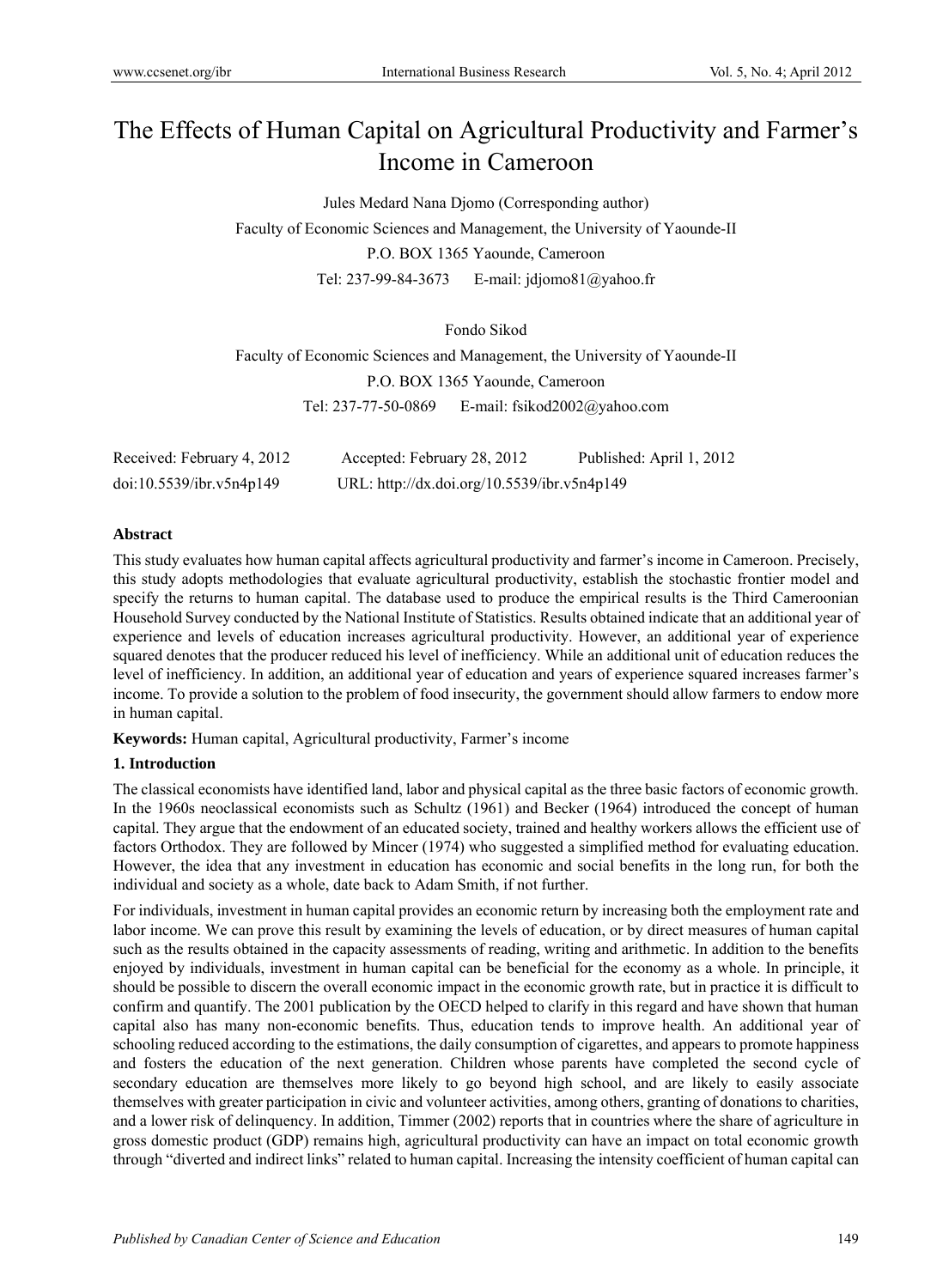# The Effects of Human Capital on Agricultural Productivity and Farmer's Income in Cameroon

Jules Medard Nana Djomo (Corresponding author)

Faculty of Economic Sciences and Management, the University of Yaounde-II

P.O. BOX 1365 Yaounde, Cameroon

Tel: 237-99-84-3673 E-mail: jdjomo81@yahoo.fr

Fondo Sikod

Faculty of Economic Sciences and Management, the University of Yaounde-II

P.O. BOX 1365 Yaounde, Cameroon

Tel: 237-77-50-0869 E-mail: fsikod2002@yahoo.com

Received: February 4, 2012 Accepted: February 28, 2012 Published: April 1, 2012

doi:10.5539/ibr.v5n4p149 URL: http://dx.doi.org/10.5539/ibr.v5n4p149

## Abstract

This study evaluates how human capital affects agricultural productivity and farmer's income in Cameroon. Precisely, this study adopts methodologies that evaluate agricultural productivity, establish the stochastic frontier model and specify the returns to human capital. The database used to produce the empirical results is the Third Cameroonian Household Survey conducted by the National Institute of Statistics. Results obtained indicate that an additional year of experience and levels of education increases agricultural productivity. However, an additional year of experience squared denotes that the producer reduced his level of inefficiency. While an additional unit of education reduces the level of inefficiency. In addition, an additional year of education and years of experience squared increases farmer's income. To provide a solution to the problem of food insecurity, the government should allow farmers to endow more in human capital.

**Keywords:** Human capital, Agricultural productivity, Farmer's income

## 1. Introduction

The classical economists have identified land, labor and physical capital as the three basic factors of economic growth. In the 1960s neoclassical economists such as Schultz (1961) and Becker (1964) introduced the concept of human capital. They argue that the endowment of an educated society, trained and healthy workers allows the efficient use of factors Orthodox. They are followed by Mincer (1974) who suggested a simplified method for evaluating education. However, the idea that any investment in education has economic and social benefits in the long run, for both the individual and society as a whole, date back to Adam Smith, if not further.

For individuals, investment in human capital provides an economic return by increasing both the employment rate and labor income. We can prove this result by examining the levels of education, or by direct measures of human capital such as the results obtained in the capacity assessments of reading, writing and arithmetic. In addition to the benefits enjoyed by individuals, investment in human capital can be beneficial for the economy as a whole. In principle, it should be possible to discern the overall economic impact in the economic growth rate, but in practice it is difficult to confirm and quantify. The 2001 publication by the OECD helped to clarify in this regard and have shown that human capital also has many non-economic benefits. Thus, education tends to improve health. An additional year of schooling reduced according to the estimations, the daily consumption of cigarettes, and appears to promote happiness and fosters the education of the next generation. Children whose parents have completed the second cycle of secondary education are themselves more likely to go beyond high school, and are likely to easily associate themselves with greater participation in civic and volunteer activities, among others, granting of donations to charities, and a lower risk of delinquency. In addition, Timmer (2002) reports that in countries where the share of agriculture in gross domestic product (GDP) remains high, agricultural productivity can have an impact on total economic growth through "diverted and indirect links" related to human capital. Increasing the intensity coefficient of human capital can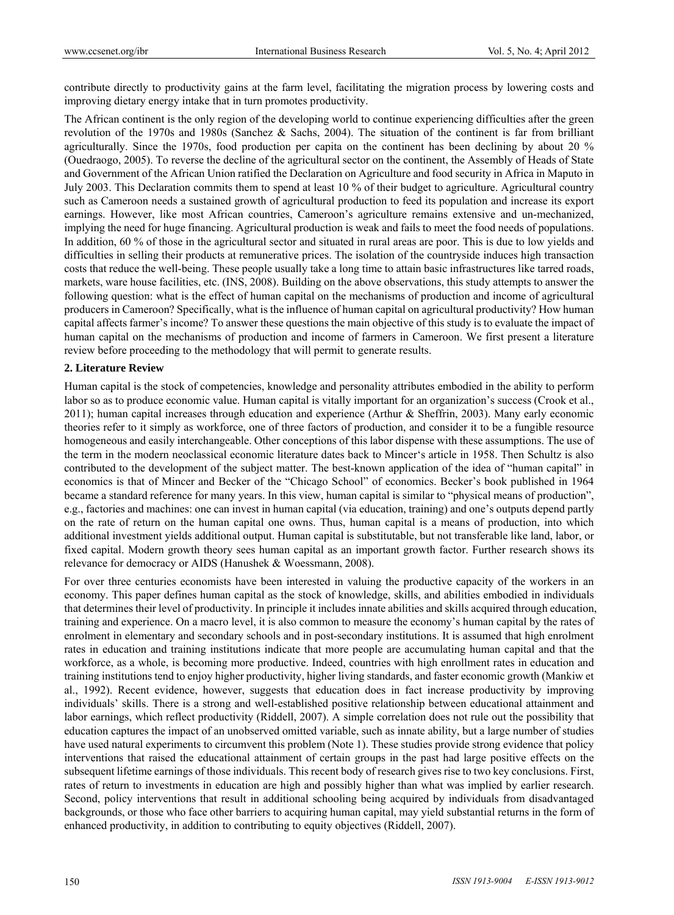contribute directly to productivity gains at the farm level, facilitating the migration process by lowering costs and improving dietary energy intake that in turn promotes productivity.

The African continent is the only region of the developing world to continue experiencing difficulties after the green revolution of the 1970s and 1980s (Sanchez & Sachs, 2004). The situation of the continent is far from brilliant agriculturally. Since the 1970s, food production per capita on the continent has been declining by about 20 % (Ouedraogo, 2005). To reverse the decline of the agricultural sector on the continent, the Assembly of Heads of State and Government of the African Union ratified the Declaration on Agriculture and food security in Africa in Maputo in July 2003. This Declaration commits them to spend at least 10 % of their budget to agriculture. Agricultural country such as Cameroon needs a sustained growth of agricultural production to feed its population and increase its export earnings. However, like most African countries, Cameroon's agriculture remains extensive and un-mechanized, implying the need for huge financing. Agricultural production is weak and fails to meet the food needs of populations. In addition, 60 % of those in the agricultural sector and situated in rural areas are poor. This is due to low yields and difficulties in selling their products at remunerative prices. The isolation of the countryside induces high transaction costs that reduce the well-being. These people usually take a long time to attain basic infrastructures like tarred roads, markets, ware house facilities, etc. (INS, 2008). Building on the above observations, this study attempts to answer the following question: what is the effect of human capital on the mechanisms of production and income of agricultural producers in Cameroon? Specifically, what is the influence of human capital on agricultural productivity? How human capital affects farmer's income? To answer these questions the main objective of this study is to evaluate the impact of human capital on the mechanisms of production and income of farmers in Cameroon. We first present a literature review before proceeding to the methodology that will permit to generate results.

## 2. Literature Review

Human capital is the stock of competencies, knowledge and personality attributes embodied in the ability to perform labor so as to produce economic value. Human capital is vitally important for an organization's success (Crook et al., 2011); human capital increases through education and experience (Arthur & Sheffrin, 2003). Many early economic theories refer to it simply as workforce, one of three factors of production, and consider it to be a fungible resource homogeneous and easily interchangeable. Other conceptions of this labor dispense with these assumptions. The use of the term in the modern neoclassical economic literature dates back to Mincer's article in 1958. Then Schultz is also contributed to the development of the subject matter. The best-known application of the idea of "human capital" in economics is that of Mincer and Becker of the "Chicago School" of economics. Becker's book published in 1964 became a standard reference for many years. In this view, human capital is similar to "physical means of production", e.g., factories and machines: one can invest in human capital (via education, training) and one's outputs depend partly on the rate of return on the human capital one owns. Thus, human capital is a means of production, into which additional investment yields additional output. Human capital is substitutable, but not transferable like land, labor, or fixed capital. Modern growth theory sees human capital as an important growth factor. Further research shows its relevance for democracy or AIDS (Hanushek & Woessmann, 2008).

For over three centuries economists have been interested in valuing the productive capacity of the workers in an economy. This paper defines human capital as the stock of knowledge, skills, and abilities embodied in individuals that determines their level of productivity. In principle it includes innate abilities and skills acquired through education, training and experience. On a macro level, it is also common to measure the economy's human capital by the rates of enrolment in elementary and secondary schools and in post-secondary institutions. It is assumed that high enrolment rates in education and training institutions indicate that more people are accumulating human capital and that the workforce, as a whole, is becoming more productive. Indeed, countries with high enrollment rates in education and training institutions tend to enjoy higher productivity, higher living standards, and faster economic growth (Mankiw et al., 1992). Recent evidence, however, suggests that education does in fact increase productivity by improving individuals' skills. There is a strong and well-established positive relationship between educational attainment and labor earnings, which reflect productivity (Riddell, 2007). A simple correlation does not rule out the possibility that education captures the impact of an unobserved omitted variable, such as innate ability, but a large number of studies have used natural experiments to circumvent this problem (Note 1). These studies provide strong evidence that policy interventions that raised the educational attainment of certain groups in the past had large positive effects on the subsequent lifetime earnings of those individuals. This recent body of research gives rise to two key conclusions. First, rates of return to investments in education are high and possibly higher than what was implied by earlier research. Second, policy interventions that result in additional schooling being acquired by individuals from disadvantaged backgrounds, or those who face other barriers to acquiring human capital, may yield substantial returns in the form of enhanced productivity, in addition to contributing to equity objectives (Riddell, 2007).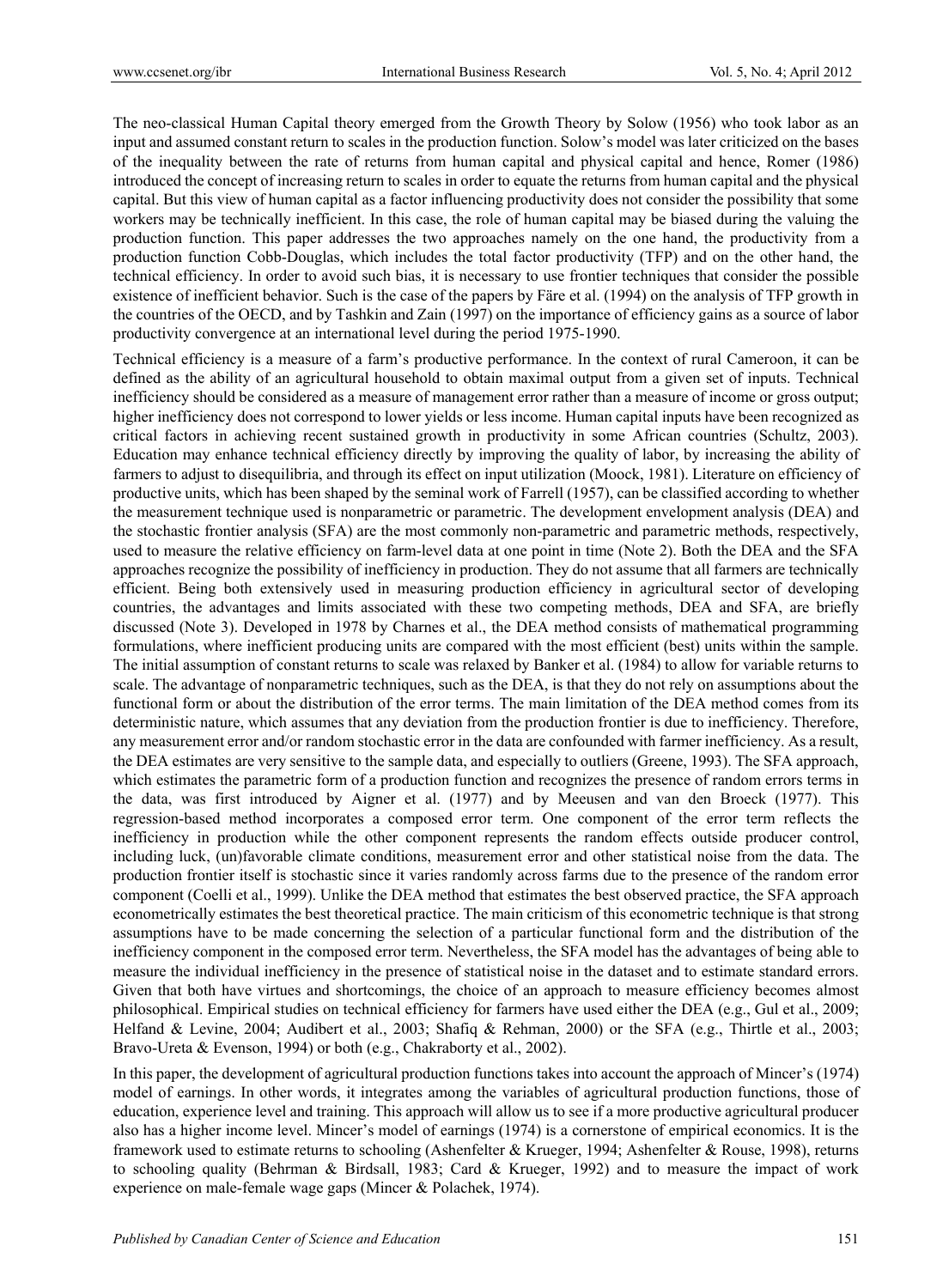The neo-classical Human Capital theory emerged from the Growth Theory by Solow (1956) who took labor as an input and assumed constant return to scales in the production function. Solow's model was later criticized on the bases of the inequality between the rate of returns from human capital and physical capital and hence, Romer (1986) introduced the concept of increasing return to scales in order to equate the returns from human capital and the physical capital. But this view of human capital as a factor influencing productivity does not consider the possibility that some workers may be technically inefficient. In this case, the role of human capital may be biased during the valuing the production function. This paper addresses the two approaches namely on the one hand, the productivity from a production function Cobb-Douglas, which includes the total factor productivity (TFP) and on the other hand, the technical efficiency. In order to avoid such bias, it is necessary to use frontier techniques that consider the possible existence of inefficient behavior. Such is the case of the papers by Färe et al. (1994) on the analysis of TFP growth in the countries of the OECD, and by Tashkin and Zain (1997) on the importance of efficiency gains as a source of labor productivity convergence at an international level during the period 1975-1990.

Technical efficiency is a measure of a farm's productive performance. In the context of rural Cameroon, it can be defined as the ability of an agricultural household to obtain maximal output from a given set of inputs. Technical inefficiency should be considered as a measure of management error rather than a measure of income or gross output; higher inefficiency does not correspond to lower yields or less income. Human capital inputs have been recognized as critical factors in achieving recent sustained growth in productivity in some African countries (Schultz, 2003). Education may enhance technical efficiency directly by improving the quality of labor, by increasing the ability of farmers to adjust to disequilibria, and through its effect on input utilization (Moock, 1981). Literature on efficiency of productive units, which has been shaped by the seminal work of Farrell (1957), can be classified according to whether the measurement technique used is nonparametric or parametric. The development envelopment analysis (DEA) and the stochastic frontier analysis (SFA) are the most commonly non-parametric and parametric methods, respectively, used to measure the relative efficiency on farm-level data at one point in time (Note 2). Both the DEA and the SFA approaches recognize the possibility of inefficiency in production. They do not assume that all farmers are technically efficient. Being both extensively used in measuring production efficiency in agricultural sector of developing countries, the advantages and limits associated with these two competing methods, DEA and SFA, are briefly discussed (Note 3). Developed in 1978 by Charnes et al., the DEA method consists of mathematical programming formulations, where inefficient producing units are compared with the most efficient (best) units within the sample. The initial assumption of constant returns to scale was relaxed by Banker et al. (1984) to allow for variable returns to scale. The advantage of nonparametric techniques, such as the DEA, is that they do not rely on assumptions about the functional form or about the distribution of the error terms. The main limitation of the DEA method comes from its deterministic nature, which assumes that any deviation from the production frontier is due to inefficiency. Therefore, any measurement error and/or random stochastic error in the data are confounded with farmer inefficiency. As a result, the DEA estimates are very sensitive to the sample data, and especially to outliers (Greene, 1993). The SFA approach, which estimates the parametric form of a production function and recognizes the presence of random errors terms in the data, was first introduced by Aigner et al. (1977) and by Meeusen and van den Broeck (1977). This regression-based method incorporates a composed error term. One component of the error term reflects the inefficiency in production while the other component represents the random effects outside producer control, including luck, (un)favorable climate conditions, measurement error and other statistical noise from the data. The production frontier itself is stochastic since it varies randomly across farms due to the presence of the random error component (Coelli et al., 1999). Unlike the DEA method that estimates the best observed practice, the SFA approach econometrically estimates the best theoretical practice. The main criticism of this econometric technique is that strong assumptions have to be made concerning the selection of a particular functional form and the distribution of the inefficiency component in the composed error term. Nevertheless, the SFA model has the advantages of being able to measure the individual inefficiency in the presence of statistical noise in the dataset and to estimate standard errors. Given that both have virtues and shortcomings, the choice of an approach to measure efficiency becomes almost philosophical. Empirical studies on technical efficiency for farmers have used either the DEA (e.g., Gul et al., 2009; Helfand & Levine, 2004; Audibert et al., 2003; Shafiq & Rehman, 2000) or the SFA (e.g., Thirtle et al., 2003; Bravo-Ureta & Evenson, 1994) or both (e.g., Chakraborty et al., 2002).

In this paper, the development of agricultural production functions takes into account the approach of Mincer's (1974) model of earnings. In other words, it integrates among the variables of agricultural production functions, those of education, experience level and training. This approach will allow us to see if a more productive agricultural producer also has a higher income level. Mincer's model of earnings (1974) is a cornerstone of empirical economics. It is the framework used to estimate returns to schooling (Ashenfelter & Krueger, 1994; Ashenfelter & Rouse, 1998), returns to schooling quality (Behrman & Birdsall, 1983; Card & Krueger, 1992) and to measure the impact of work experience on male-female wage gaps (Mincer & Polachek, 1974).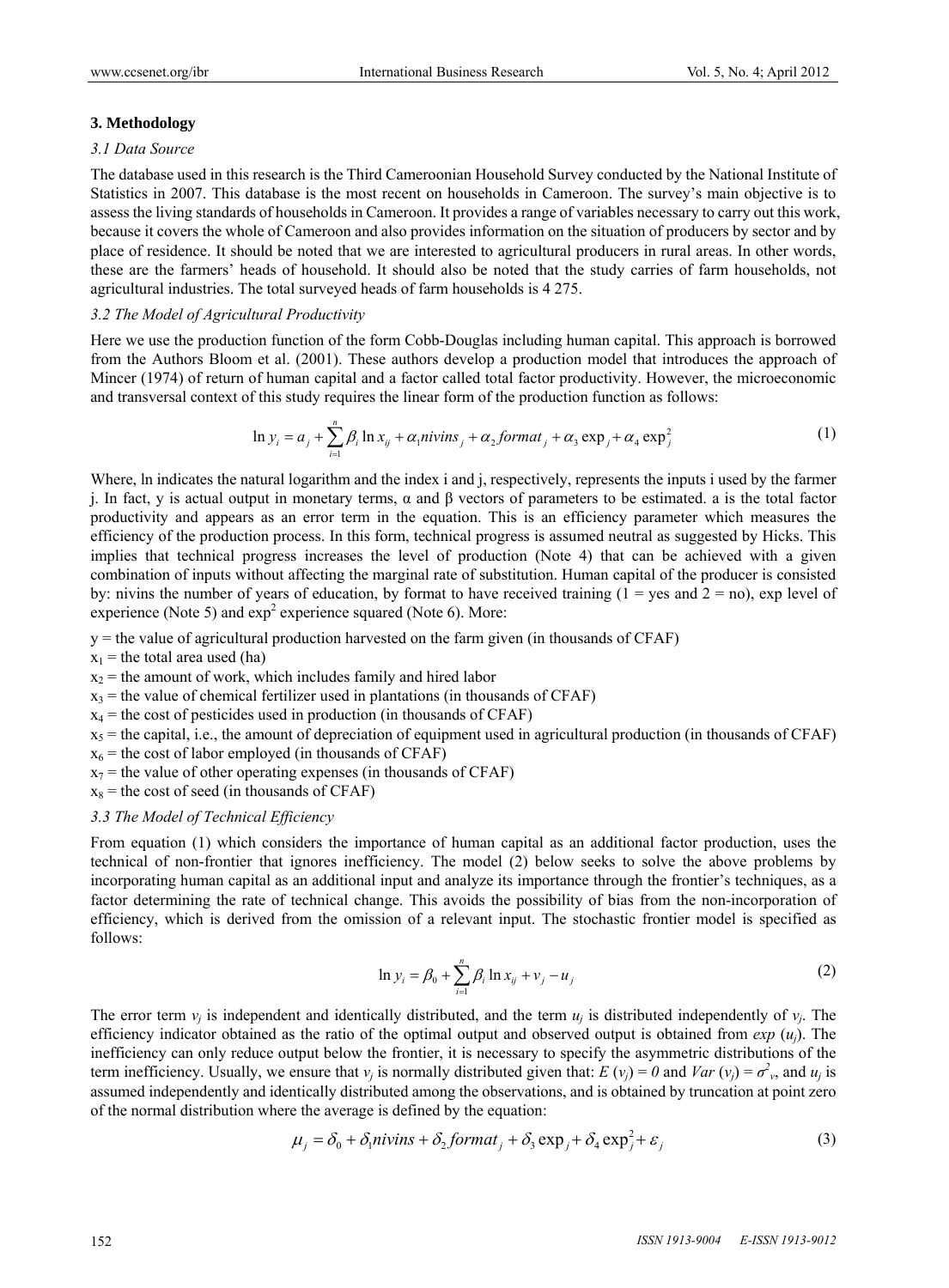## 3. Methodology

### 3.1 Data Source

The database used in this research is the Third Cameroonian Household Survey conducted by the National Institute of Statistics in 2007. This database is the most recent on households in Cameroon. The survey's main objective is to assess the living standards of households in Cameroon. It provides a range of variables necessary to carry out this work, because it covers the whole of Cameroon and also provides information on the situation of producers by sector and by place of residence. It should be noted that we are interested to agricultural producers in rural areas. In other words, these are the farmers' heads of household. It should also be noted that the study carries of farm households, not agricultural industries. The total surveyed heads of farm households is 4 275.

### 3.2 The Model of Agricultural Productivity

Here we use the production function of the form Cobb-Douglas including human capital. This approach is borrowed from the Authors Bloom et al. (2001). These authors develop a production model that introduces the approach of Mincer (1974) of return of human capital and a factor called total factor productivity. However, the microeconomic and transversal context of this study requires the linear form of the production function as follows:

$$\ln y_i = a_j + \sum_{i=1}^{n} \beta_i \ln x_{ij} + \alpha_1 nivins_j + \alpha_2 format_j + \alpha_3 \exp_j + \alpha_4 \exp_j^2 \tag{1}$$

Where, ln indicates the natural logarithm and the index i and j, respectively, represents the inputs i used by the farmer j. In fact, y is actual output in monetary terms, α and β vectors of parameters to be estimated. a is the total factor productivity and appears as an error term in the equation. This is an efficiency parameter which measures the efficiency of the production process. In this form, technical progress is assumed neutral as suggested by Hicks. This implies that technical progress increases the level of production (Note 4) that can be achieved with a given combination of inputs without affecting the marginal rate of substitution. Human capital of the producer is consisted by: nivins the number of years of education, by format to have received training (1 = yes and 2 = no), exp level of experience (Note 5) and $\exp^2$ experience squared (Note 6). More:

y = the value of agricultural production harvested on the farm given (in thousands of CFAF)

$x_1$ = the total area used (ha)

$x_2$ = the amount of work, which includes family and hired labor

$x_3$ = the value of chemical fertilizer used in plantations (in thousands of CFAF)

$x_4$ = the cost of pesticides used in production (in thousands of CFAF)

$x_5$ = the capital, i.e., the amount of depreciation of equipment used in agricultural production (in thousands of CFAF)

$x_6$ = the cost of labor employed (in thousands of CFAF)

$x_7$ = the value of other operating expenses (in thousands of CFAF)

$x_8$ = the cost of seed (in thousands of CFAF)

### 3.3 The Model of Technical Efficiency

From equation (1) which considers the importance of human capital as an additional factor production, uses the technical of non-frontier that ignores inefficiency. The model (2) below seeks to solve the above problems by incorporating human capital as an additional input and analyze its importance through the frontier's techniques, as a factor determining the rate of technical change. This avoids the possibility of bias from the non-incorporation of efficiency, which is derived from the omission of a relevant input. The stochastic frontier model is specified as follows:

$$\ln y_i = \beta_0 + \sum_{i=1}^{n} \beta_i \ln x_{ij} + v_j - u_j \tag{2}$$

The error term $v_j$ is independent and identically distributed, and the term $u_j$ is distributed independently of $v_j$. The efficiency indicator obtained as the ratio of the optimal output and observed output is obtained from *exp* ($u_j$). The inefficiency can only reduce output below the frontier, it is necessary to specify the asymmetric distributions of the term inefficiency. Usually, we ensure that $v_j$ is normally distributed given that: $E(v_j) = 0$ and $Var(v_j) = \sigma^2_v$, and $u_j$ is assumed independently and identically distributed among the observations, and is obtained by truncation at point zero of the normal distribution where the average is defined by the equation:

$$\mu_j = \delta_0 + \delta_1 nivins + \delta_2 format_j + \delta_3 \exp_j + \delta_4 \exp_j^2 + \varepsilon_j \tag{3}$$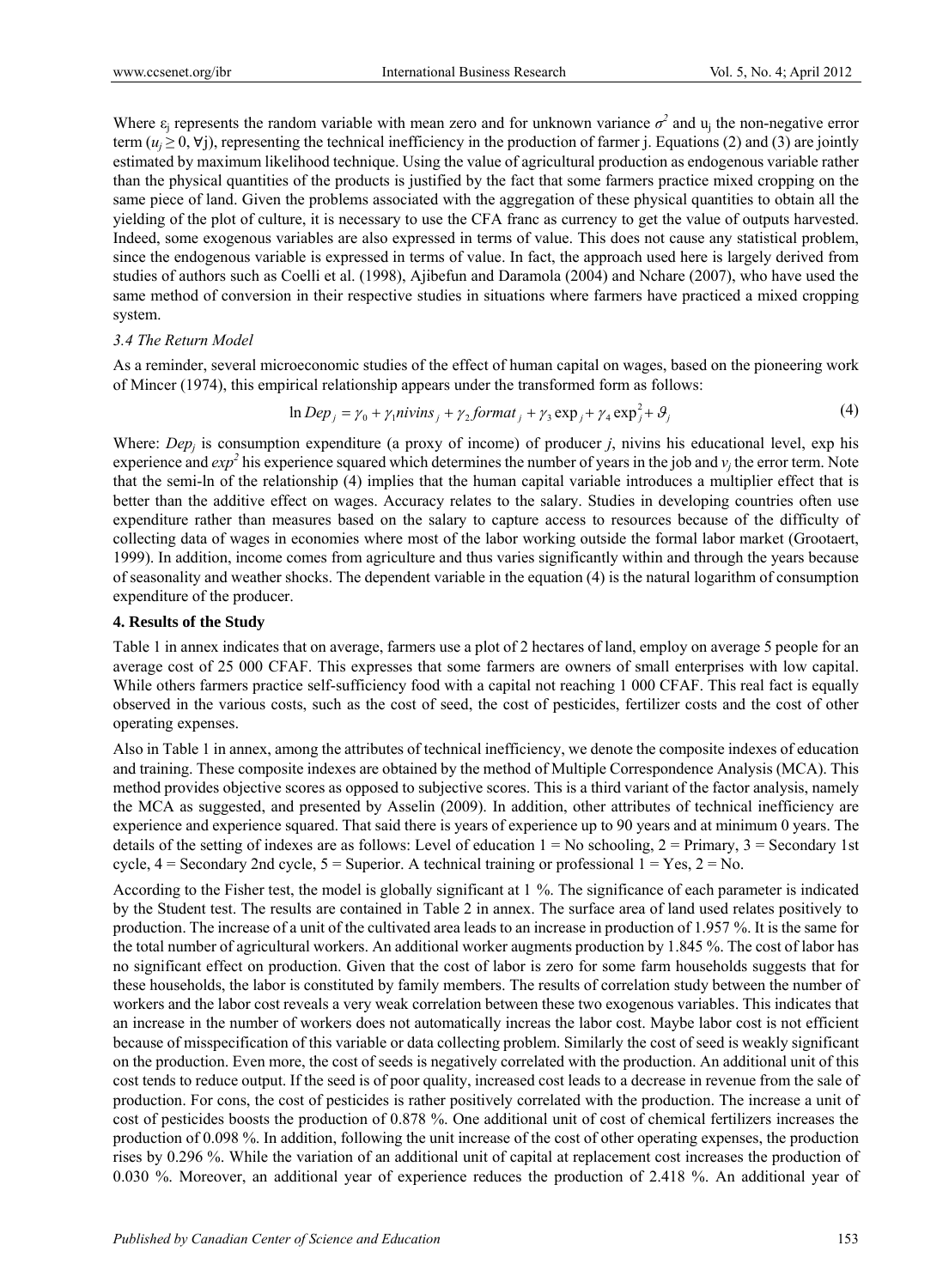Where $\varepsilon_j$ represents the random variable with mean zero and for unknown variance $\sigma^2$ and $u_j$ the non-negative error term ($u_j \geq 0, \forall j$), representing the technical inefficiency in the production of farmer j. Equations (2) and (3) are jointly estimated by maximum likelihood technique. Using the value of agricultural production as endogenous variable rather than the physical quantities of the products is justified by the fact that some farmers practice mixed cropping on the same piece of land. Given the problems associated with the aggregation of these physical quantities to obtain all the yielding of the plot of culture, it is necessary to use the CFA franc as currency to get the value of outputs harvested. Indeed, some exogenous variables are also expressed in terms of value. This does not cause any statistical problem, since the endogenous variable is expressed in terms of value. In fact, the approach used here is largely derived from studies of authors such as Coelli et al. (1998), Ajibefun and Daramola (2004) and Nchare (2007), who have used the same method of conversion in their respective studies in situations where farmers have practiced a mixed cropping system.

### *3.4 The Return Model*

As a reminder, several microeconomic studies of the effect of human capital on wages, based on the pioneering work of Mincer (1974), this empirical relationship appears under the transformed form as follows:

$$\ln Dep_j = \gamma_0 + \gamma_1 nivins_j + \gamma_2 format_j + \gamma_3 \exp_j + \gamma_4 \exp_j^2 + \vartheta_j \tag{4}$$

Where: $Dep_j$ is consumption expenditure (a proxy of income) of producer $j$, nivins his educational level, exp his experience and $exp^2$ his experience squared which determines the number of years in the job and $v_j$ the error term. Note that the semi-ln of the relationship (4) implies that the human capital variable introduces a multiplier effect that is better than the additive effect on wages. Accuracy relates to the salary. Studies in developing countries often use expenditure rather than measures based on the salary to capture access to resources because of the difficulty of collecting data of wages in economies where most of the labor working outside the formal labor market (Grootaert, 1999). In addition, income comes from agriculture and thus varies significantly within and through the years because of seasonality and weather shocks. The dependent variable in the equation (4) is the natural logarithm of consumption expenditure of the producer.

## **4. Results of the Study**

Table 1 in annex indicates that on average, farmers use a plot of 2 hectares of land, employ on average 5 people for an average cost of 25 000 CFAF. This expresses that some farmers are owners of small enterprises with low capital. While others farmers practice self-sufficiency food with a capital not reaching 1 000 CFAF. This real fact is equally observed in the various costs, such as the cost of seed, the cost of pesticides, fertilizer costs and the cost of other operating expenses.

Also in Table 1 in annex, among the attributes of technical inefficiency, we denote the composite indexes of education and training. These composite indexes are obtained by the method of Multiple Correspondence Analysis (MCA). This method provides objective scores as opposed to subjective scores. This is a third variant of the factor analysis, namely the MCA as suggested, and presented by Asselin (2009). In addition, other attributes of technical inefficiency are experience and experience squared. That said there is years of experience up to 90 years and at minimum 0 years. The details of the setting of indexes are as follows: Level of education 1 = No schooling, 2 = Primary, 3 = Secondary 1st cycle, 4 = Secondary 2nd cycle, 5 = Superior. A technical training or professional 1 = Yes, 2 = No.

According to the Fisher test, the model is globally significant at 1 %. The significance of each parameter is indicated by the Student test. The results are contained in Table 2 in annex. The surface area of land used relates positively to production. The increase of a unit of the cultivated area leads to an increase in production of 1.957 %. It is the same for the total number of agricultural workers. An additional worker augments production by 1.845 %. The cost of labor has no significant effect on production. Given that the cost of labor is zero for some farm households suggests that for these households, the labor is constituted by family members. The results of correlation study between the number of workers and the labor cost reveals a very weak correlation between these two exogenous variables. This indicates that an increase in the number of workers does not automatically increas the labor cost. Maybe labor cost is not efficient because of misspecification of this variable or data collecting problem. Similarly the cost of seed is weakly significant on the production. Even more, the cost of seeds is negatively correlated with the production. An additional unit of this cost tends to reduce output. If the seed is of poor quality, increased cost leads to a decrease in revenue from the sale of production. For cons, the cost of pesticides is rather positively correlated with the production. The increase a unit of cost of pesticides boosts the production of 0.878 %. One additional unit of cost of chemical fertilizers increases the production of 0.098 %. In addition, following the unit increase of the cost of other operating expenses, the production rises by 0.296 %. While the variation of an additional unit of capital at replacement cost increases the production of 0.030 %. Moreover, an additional year of experience reduces the production of 2.418 %. An additional year of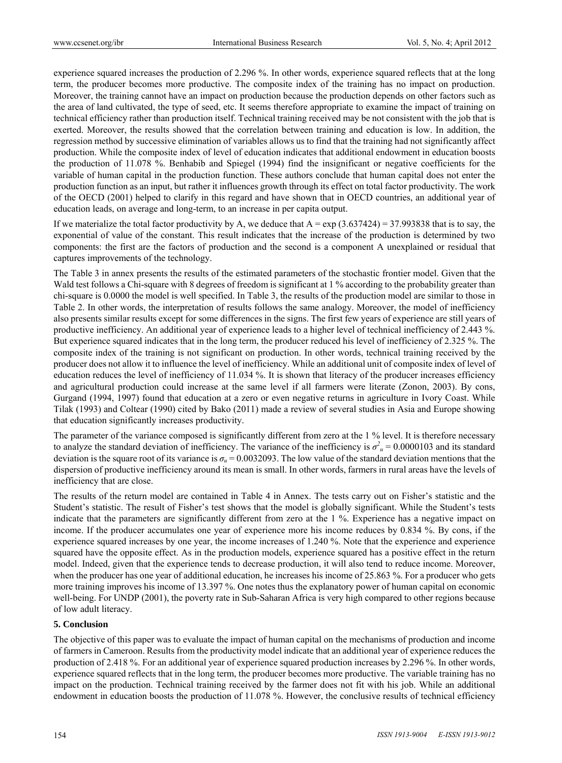experience squared increases the production of 2.296 %. In other words, experience squared reflects that at the long term, the producer becomes more productive. The composite index of the training has no impact on production. Moreover, the training cannot have an impact on production because the production depends on other factors such as the area of land cultivated, the type of seed, etc. It seems therefore appropriate to examine the impact of training on technical efficiency rather than production itself. Technical training received may be not consistent with the job that is exerted. Moreover, the results showed that the correlation between training and education is low. In addition, the regression method by successive elimination of variables allows us to find that the training had not significantly affect production. While the composite index of level of education indicates that additional endowment in education boosts the production of 11.078 %. Benhabib and Spiegel (1994) find the insignificant or negative coefficients for the variable of human capital in the production function. These authors conclude that human capital does not enter the production function as an input, but rather it influences growth through its effect on total factor productivity. The work of the OECD (2001) helped to clarify in this regard and have shown that in OECD countries, an additional year of education leads, on average and long-term, to an increase in per capita output.

If we materialize the total factor productivity by A, we deduce that A = exp (3.637424) = 37.993838 that is to say, the exponential of value of the constant. This result indicates that the increase of the production is determined by two components: the first are the factors of production and the second is a component A unexplained or residual that captures improvements of the technology.

The Table 3 in annex presents the results of the estimated parameters of the stochastic frontier model. Given that the Wald test follows a Chi-square with 8 degrees of freedom is significant at 1 % according to the probability greater than chi-square is 0.0000 the model is well specified. In Table 3, the results of the production model are similar to those in Table 2. In other words, the interpretation of results follows the same analogy. Moreover, the model of inefficiency also presents similar results except for some differences in the signs. The first few years of experience are still years of productive inefficiency. An additional year of experience leads to a higher level of technical inefficiency of 2.443 %. But experience squared indicates that in the long term, the producer reduced his level of inefficiency of 2.325 %. The composite index of the training is not significant on production. In other words, technical training received by the producer does not allow it to influence the level of inefficiency. While an additional unit of composite index of level of education reduces the level of inefficiency of 11.034 %. It is shown that literacy of the producer increases efficiency and agricultural production could increase at the same level if all farmers were literate (Zonon, 2003). By cons, Gurgand (1994, 1997) found that education at a zero or even negative returns in agriculture in Ivory Coast. While Tilak (1993) and Coltear (1990) cited by Bako (2011) made a review of several studies in Asia and Europe showing that education significantly increases productivity.

The parameter of the variance composed is significantly different from zero at the 1 % level. It is therefore necessary to analyze the standard deviation of inefficiency. The variance of the inefficiency is $\sigma^2_u = 0.0000103$ and its standard deviation is the square root of its variance is $\sigma_u = 0.0032093$. The low value of the standard deviation mentions that the dispersion of productive inefficiency around its mean is small. In other words, farmers in rural areas have the levels of inefficiency that are close.

The results of the return model are contained in Table 4 in Annex. The tests carry out on Fisher's statistic and the Student's statistic. The result of Fisher's test shows that the model is globally significant. While the Student's tests indicate that the parameters are significantly different from zero at the 1 %. Experience has a negative impact on income. If the producer accumulates one year of experience more his income reduces by 0.834 %. By cons, if the experience squared increases by one year, the income increases of 1.240 %. Note that the experience and experience squared have the opposite effect. As in the production models, experience squared has a positive effect in the return model. Indeed, given that the experience tends to decrease production, it will also tend to reduce income. Moreover, when the producer has one year of additional education, he increases his income of 25.863 %. For a producer who gets more training improves his income of 13.397 %. One notes thus the explanatory power of human capital on economic well-being. For UNDP (2001), the poverty rate in Sub-Saharan Africa is very high compared to other regions because of low adult literacy.

## 5. Conclusion

The objective of this paper was to evaluate the impact of human capital on the mechanisms of production and income of farmers in Cameroon. Results from the productivity model indicate that an additional year of experience reduces the production of 2.418 %. For an additional year of experience squared production increases by 2.296 %. In other words, experience squared reflects that in the long term, the producer becomes more productive. The variable training has no impact on the production. Technical training received by the farmer does not fit with his job. While an additional endowment in education boosts the production of 11.078 %. However, the conclusive results of technical efficiency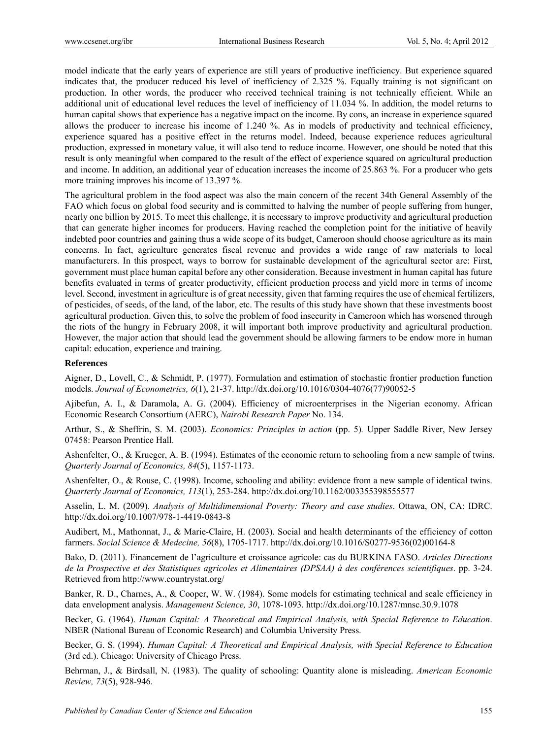model indicate that the early years of experience are still years of productive inefficiency. But experience squared indicates that, the producer reduced his level of inefficiency of 2.325 %. Equally training is not significant on production. In other words, the producer who received technical training is not technically efficient. While an additional unit of educational level reduces the level of inefficiency of 11.034 %. In addition, the model returns to human capital shows that experience has a negative impact on the income. By cons, an increase in experience squared allows the producer to increase his income of 1.240 %. As in models of productivity and technical efficiency, experience squared has a positive effect in the returns model. Indeed, because experience reduces agricultural production, expressed in monetary value, it will also tend to reduce income. However, one should be noted that this result is only meaningful when compared to the result of the effect of experience squared on agricultural production and income. In addition, an additional year of education increases the income of 25.863 %. For a producer who gets more training improves his income of 13.397 %.

The agricultural problem in the food aspect was also the main concern of the recent 34th General Assembly of the FAO which focus on global food security and is committed to halving the number of people suffering from hunger, nearly one billion by 2015. To meet this challenge, it is necessary to improve productivity and agricultural production that can generate higher incomes for producers. Having reached the completion point for the initiative of heavily indebted poor countries and gaining thus a wide scope of its budget, Cameroon should choose agriculture as its main concerns. In fact, agriculture generates fiscal revenue and provides a wide range of raw materials to local manufacturers. In this prospect, ways to borrow for sustainable development of the agricultural sector are: First, government must place human capital before any other consideration. Because investment in human capital has future benefits evaluated in terms of greater productivity, efficient production process and yield more in terms of income level. Second, investment in agriculture is of great necessity, given that farming requires the use of chemical fertilizers, of pesticides, of seeds, of the land, of the labor, etc. The results of this study have shown that these investments boost agricultural production. Given this, to solve the problem of food insecurity in Cameroon which has worsened through the riots of the hungry in February 2008, it will important both improve productivity and agricultural production. However, the major action that should lead the government should be allowing farmers to be endow more in human capital: education, experience and training.

## References

Aigner, D., Lovell, C., & Schmidt, P. (1977). Formulation and estimation of stochastic frontier production function models. *Journal of Econometrics, 6*(1), 21-37. http://dx.doi.org/10.1016/0304-4076(77)90052-5

Ajibefun, A. I., & Daramola, A. G. (2004). Efficiency of microenterprises in the Nigerian economy. African Economic Research Consortium (AERC), *Nairobi Research Paper* No. 134.

Arthur, S., & Sheffrin, S. M. (2003). *Economics: Principles in action* (pp. 5). Upper Saddle River, New Jersey 07458: Pearson Prentice Hall.

Ashenfelter, O., & Krueger, A. B. (1994). Estimates of the economic return to schooling from a new sample of twins. *Quarterly Journal of Economics, 84*(5), 1157-1173.

Ashenfelter, O., & Rouse, C. (1998). Income, schooling and ability: evidence from a new sample of identical twins. *Quarterly Journal of Economics, 113*(1), 253-284. http://dx.doi.org/10.1162/003355398555577

Asselin, L. M. (2009). *Analysis of Multidimensional Poverty: Theory and case studies*. Ottawa, ON, CA: IDRC. http://dx.doi.org/10.1007/978-1-4419-0843-8

Audibert, M., Mathonnat, J., & Marie-Claire, H. (2003). Social and health determinants of the efficiency of cotton farmers. *Social Science & Medecine, 56*(8), 1705-1717. http://dx.doi.org/10.1016/S0277-9536(02)00164-8

Bako, D. (2011). Financement de l'agriculture et croissance agricole: cas du BURKINA FASO. *Articles Directions de la Prospective et des Statistiques agricoles et Alimentaires (DPSAA) à des conférences scientifiques*. pp. 3-24. Retrieved from http://www.countrystat.org/

Banker, R. D., Charnes, A., & Cooper, W. W. (1984). Some models for estimating technical and scale efficiency in data envelopment analysis. *Management Science, 30*, 1078-1093. http://dx.doi.org/10.1287/mnsc.30.9.1078

Becker, G. (1964). *Human Capital: A Theoretical and Empirical Analysis, with Special Reference to Education*. NBER (National Bureau of Economic Research) and Columbia University Press.

Becker, G. S. (1994). *Human Capital: A Theoretical and Empirical Analysis, with Special Reference to Education* (3rd ed.). Chicago: University of Chicago Press.

Behrman, J., & Birdsall, N. (1983). The quality of schooling: Quantity alone is misleading. *American Economic Review, 73*(5), 928-946.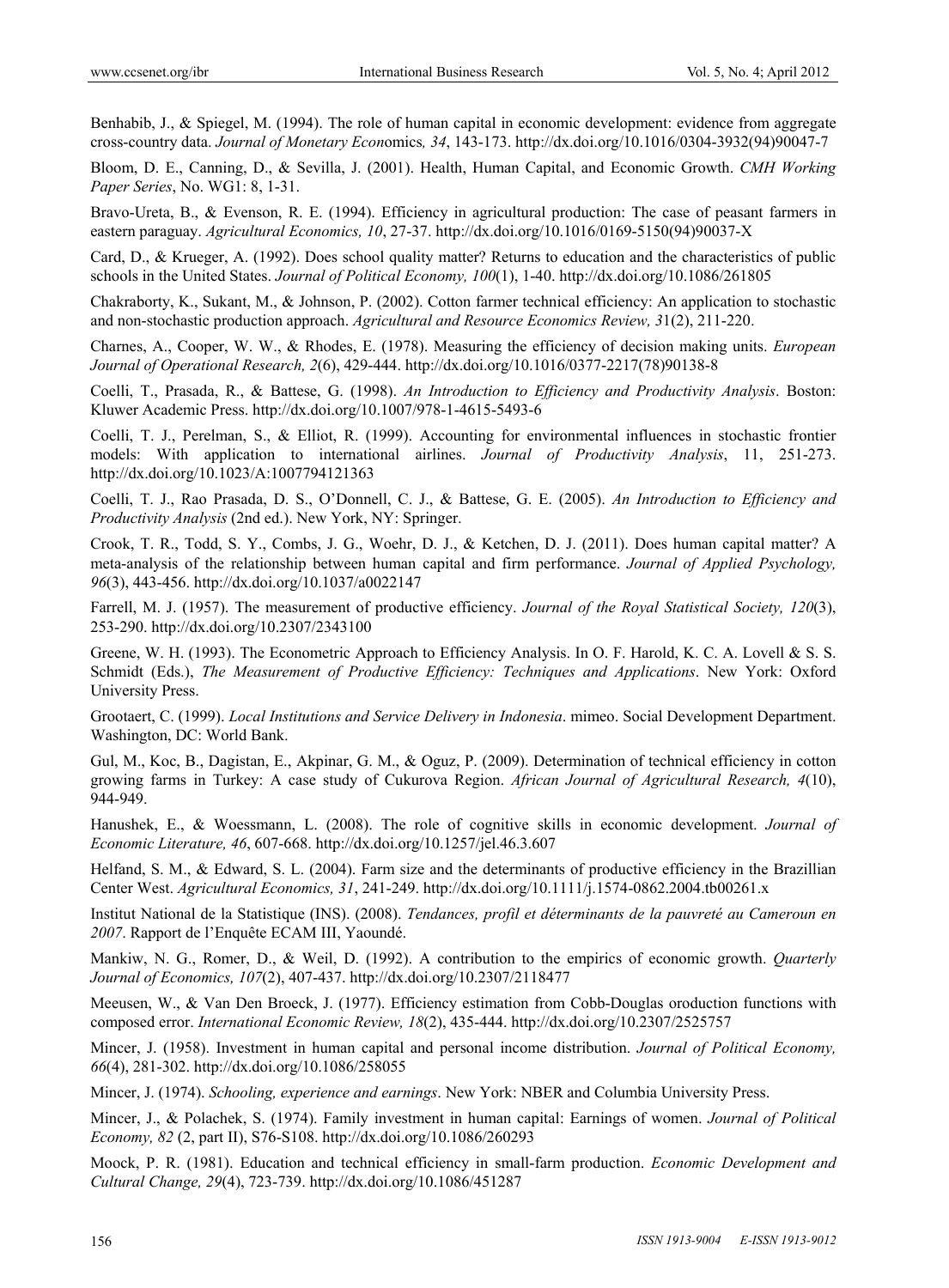Benhabib, J., & Spiegel, M. (1994). The role of human capital in economic development: evidence from aggregate cross-country data. *Journal of Monetary Economics, 34*, 143-173. http://dx.doi.org/10.1016/0304-3932(94)90047-7

Bloom, D. E., Canning, D., & Sevilla, J. (2001). Health, Human Capital, and Economic Growth. *CMH Working Paper Series*, No. WG1: 8, 1-31.

Bravo-Ureta, B., & Evenson, R. E. (1994). Efficiency in agricultural production: The case of peasant farmers in eastern paraguay. *Agricultural Economics, 10*, 27-37. http://dx.doi.org/10.1016/0169-5150(94)90037-X

Card, D., & Krueger, A. (1992). Does school quality matter? Returns to education and the characteristics of public schools in the United States. *Journal of Political Economy, 100*(1), 1-40. http://dx.doi.org/10.1086/261805

Chakraborty, K., Sukant, M., & Johnson, P. (2002). Cotton farmer technical efficiency: An application to stochastic and non-stochastic production approach. *Agricultural and Resource Economics Review, 31*(2), 211-220.

Charnes, A., Cooper, W. W., & Rhodes, E. (1978). Measuring the efficiency of decision making units. *European Journal of Operational Research, 2*(6), 429-444. http://dx.doi.org/10.1016/0377-2217(78)90138-8

Coelli, T., Prasada, R., & Battese, G. (1998). *An Introduction to Efficiency and Productivity Analysis*. Boston: Kluwer Academic Press. http://dx.doi.org/10.1007/978-1-4615-5493-6

Coelli, T. J., Perelman, S., & Elliot, R. (1999). Accounting for environmental influences in stochastic frontier models: With application to international airlines. *Journal of Productivity Analysis*, 11, 251-273. http://dx.doi.org/10.1023/A:1007794121363

Coelli, T. J., Rao Prasada, D. S., O'Donnell, C. J., & Battese, G. E. (2005). *An Introduction to Efficiency and Productivity Analysis* (2nd ed.). New York, NY: Springer.

Crook, T. R., Todd, S. Y., Combs, J. G., Woehr, D. J., & Ketchen, D. J. (2011). Does human capital matter? A meta-analysis of the relationship between human capital and firm performance. *Journal of Applied Psychology, 96*(3), 443-456. http://dx.doi.org/10.1037/a0022147

Farrell, M. J. (1957). The measurement of productive efficiency. *Journal of the Royal Statistical Society, 120*(3), 253-290. http://dx.doi.org/10.2307/2343100

Greene, W. H. (1993). The Econometric Approach to Efficiency Analysis. In O. F. Harold, K. C. A. Lovell & S. S. Schmidt (Eds.), *The Measurement of Productive Efficiency: Techniques and Applications*. New York: Oxford University Press.

Grootaert, C. (1999). *Local Institutions and Service Delivery in Indonesia*. mimeo. Social Development Department. Washington, DC: World Bank.

Gul, M., Koc, B., Dagistan, E., Akpinar, G. M., & Oguz, P. (2009). Determination of technical efficiency in cotton growing farms in Turkey: A case study of Cukurova Region. *African Journal of Agricultural Research, 4*(10), 944-949.

Hanushek, E., & Woessmann, L. (2008). The role of cognitive skills in economic development. *Journal of Economic Literature, 46*, 607-668. http://dx.doi.org/10.1257/jel.46.3.607

Helfand, S. M., & Edward, S. L. (2004). Farm size and the determinants of productive efficiency in the Brazillian Center West. *Agricultural Economics, 31*, 241-249. http://dx.doi.org/10.1111/j.1574-0862.2004.tb00261.x

Institut National de la Statistique (INS). (2008). *Tendances, profil et déterminants de la pauvreté au Cameroun en 2007*. Rapport de l'Enquête ECAM III, Yaoundé.

Mankiw, N. G., Romer, D., & Weil, D. (1992). A contribution to the empirics of economic growth. *Quarterly Journal of Economics, 107*(2), 407-437. http://dx.doi.org/10.2307/2118477

Meeusen, W., & Van Den Broeck, J. (1977). Efficiency estimation from Cobb-Douglas oroduction functions with composed error. *International Economic Review, 18*(2), 435-444. http://dx.doi.org/10.2307/2525757

Mincer, J. (1958). Investment in human capital and personal income distribution. *Journal of Political Economy, 66*(4), 281-302. http://dx.doi.org/10.1086/258055

Mincer, J. (1974). *Schooling, experience and earnings*. New York: NBER and Columbia University Press.

Mincer, J., & Polachek, S. (1974). Family investment in human capital: Earnings of women. *Journal of Political Economy, 82* (2, part II), S76-S108. http://dx.doi.org/10.1086/260293

Moock, P. R. (1981). Education and technical efficiency in small-farm production. *Economic Development and Cultural Change, 29*(4), 723-739. http://dx.doi.org/10.1086/451287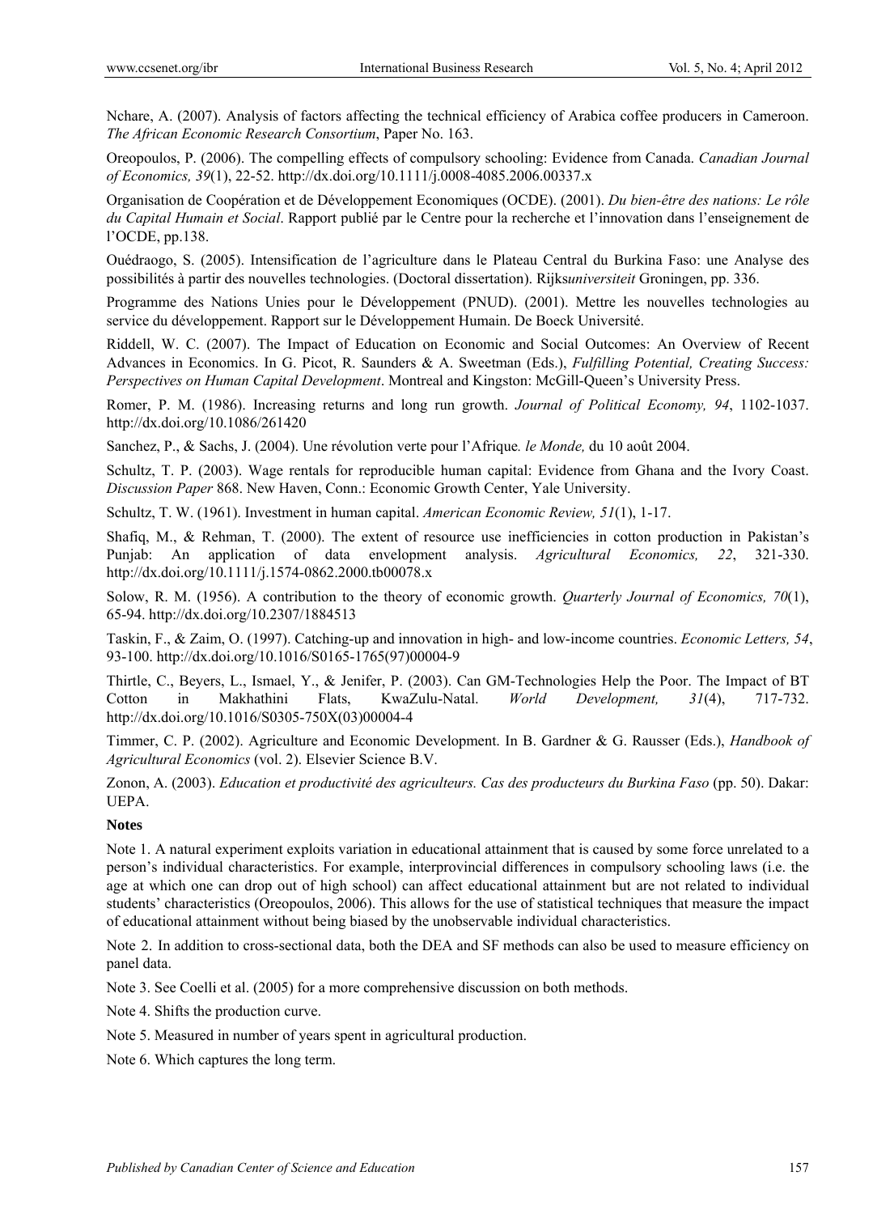Nchare, A. (2007). Analysis of factors affecting the technical efficiency of Arabica coffee producers in Cameroon. *The African Economic Research Consortium*, Paper No. 163.

Oreopoulos, P. (2006). The compelling effects of compulsory schooling: Evidence from Canada. *Canadian Journal of Economics, 39*(1), 22-52. http://dx.doi.org/10.1111/j.0008-4085.2006.00337.x

Organisation de Coopération et de Développement Economiques (OCDE). (2001). *Du bien-être des nations: Le rôle du Capital Humain et Social*. Rapport publié par le Centre pour la recherche et l'innovation dans l'enseignement de l'OCDE, pp.138.

Ouédraogo, S. (2005). Intensification de l'agriculture dans le Plateau Central du Burkina Faso: une Analyse des possibilités à partir des nouvelles technologies. (Doctoral dissertation). Rijks*universiteit* Groningen, pp. 336.

Programme des Nations Unies pour le Développement (PNUD). (2001). Mettre les nouvelles technologies au service du développement. Rapport sur le Développement Humain. De Boeck Université.

Riddell, W. C. (2007). The Impact of Education on Economic and Social Outcomes: An Overview of Recent Advances in Economics. In G. Picot, R. Saunders & A. Sweetman (Eds.), *Fulfilling Potential, Creating Success: Perspectives on Human Capital Development*. Montreal and Kingston: McGill-Queen's University Press.

Romer, P. M. (1986). Increasing returns and long run growth. *Journal of Political Economy, 94*, 1102-1037. http://dx.doi.org/10.1086/261420

Sanchez, P., & Sachs, J. (2004). Une révolution verte pour l'Afrique*. le Monde,* du 10 août 2004.

Schultz, T. P. (2003). Wage rentals for reproducible human capital: Evidence from Ghana and the Ivory Coast. *Discussion Paper* 868. New Haven, Conn.: Economic Growth Center, Yale University.

Schultz, T. W. (1961). Investment in human capital. *American Economic Review, 51*(1), 1-17.

Shafiq, M., & Rehman, T. (2000). The extent of resource use inefficiencies in cotton production in Pakistan's Punjab: An application of data envelopment analysis. *Agricultural Economics, 22*, 321-330. http://dx.doi.org/10.1111/j.1574-0862.2000.tb00078.x

Solow, R. M. (1956). A contribution to the theory of economic growth. *Quarterly Journal of Economics, 70*(1), 65-94. http://dx.doi.org/10.2307/1884513

Taskin, F., & Zaim, O. (1997). Catching-up and innovation in high- and low-income countries. *Economic Letters, 54*, 93-100. http://dx.doi.org/10.1016/S0165-1765(97)00004-9

Thirtle, C., Beyers, L., Ismael, Y., & Jenifer, P. (2003). Can GM-Technologies Help the Poor. The Impact of BT Cotton in Makhathini Flats, KwaZulu-Natal. *World Development, 31*(4), 717-732. http://dx.doi.org/10.1016/S0305-750X(03)00004-4

Timmer, C. P. (2002). Agriculture and Economic Development. In B. Gardner & G. Rausser (Eds.), *Handbook of Agricultural Economics* (vol. 2). Elsevier Science B.V.

Zonon, A. (2003). *Education et productivité des agriculteurs. Cas des producteurs du Burkina Faso* (pp. 50). Dakar: UEPA.

**Notes**

Note 1. A natural experiment exploits variation in educational attainment that is caused by some force unrelated to a person's individual characteristics. For example, interprovincial differences in compulsory schooling laws (i.e. the age at which one can drop out of high school) can affect educational attainment but are not related to individual students' characteristics (Oreopoulos, 2006). This allows for the use of statistical techniques that measure the impact of educational attainment without being biased by the unobservable individual characteristics.

Note 2. In addition to cross-sectional data, both the DEA and SF methods can also be used to measure efficiency on panel data.

Note 3. See Coelli et al. (2005) for a more comprehensive discussion on both methods.

Note 4. Shifts the production curve.

Note 5. Measured in number of years spent in agricultural production.

Note 6. Which captures the long term.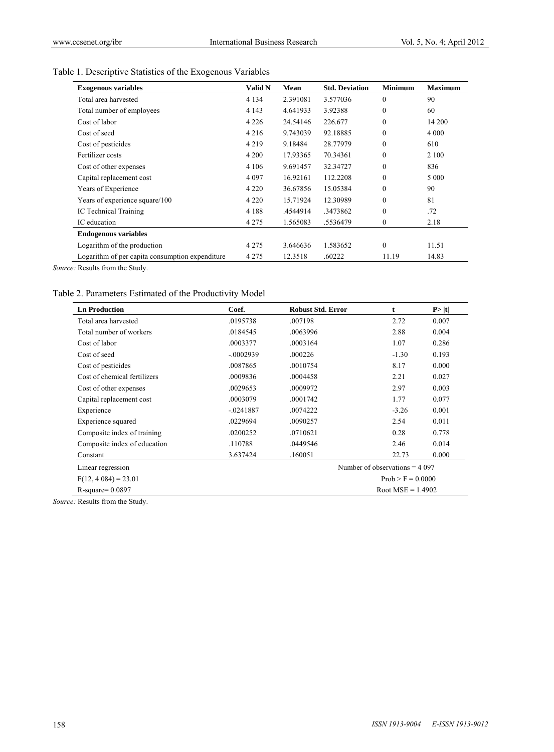Table 1. Descriptive Statistics of the Exogenous Variables

| Exogenous variables | Valid N | Mean | Std. Deviation | Minimum | Maximum |
|---|---|---|---|---|---|
| Total area harvested | 4 134 | 2.391081 | 3.577036 | 0 | 90 |
| Total number of employees | 4 143 | 4.641933 | 3.92388 | 0 | 60 |
| Cost of labor | 4 226 | 24.54146 | 226.677 | 0 | 14 200 |
| Cost of seed | 4 216 | 9.743039 | 92.18885 | 0 | 4 000 |
| Cost of pesticides | 4 219 | 9.18484 | 28.77979 | 0 | 610 |
| Fertilizer costs | 4 200 | 17.93365 | 70.34361 | 0 | 2 100 |
| Cost of other expenses | 4 106 | 9.691457 | 32.34727 | 0 | 836 |
| Capital replacement cost | 4 097 | 16.92161 | 112.2208 | 0 | 5 000 |
| Years of Experience | 4 220 | 36.67856 | 15.05384 | 0 | 90 |
| Years of experience square/100 | 4 220 | 15.71924 | 12.30989 | 0 | 81 |
| IC Technical Training | 4 188 | .4544914 | .3473862 | 0 | .72 |
| IC education | 4 275 | 1.565083 | .5536479 | 0 | 2.18 |
| **Endogenous variables** | | | | | |
| Logarithm of the production | 4 275 | 3.646636 | 1.583652 | 0 | 11.51 |
| Logarithm of per capita consumption expenditure | 4 275 | 12.3518 | .60222 | 11.19 | 14.83 |

*Source:* Results from the Study.

Table 2. Parameters Estimated of the Productivity Model

| Ln Production | Coef. | Robust Std. Error | t | P> \|t\| |
|---|---|---|---|---|
| Total area harvested | .0195738 | .007198 | 2.72 | 0.007 |
| Total number of workers | .0184545 | .0063996 | 2.88 | 0.004 |
| Cost of labor | .0003377 | .0003164 | 1.07 | 0.286 |
| Cost of seed | -.0002939 | .000226 | -1.30 | 0.193 |
| Cost of pesticides | .0087865 | .0010754 | 8.17 | 0.000 |
| Cost of chemical fertilizers | .0009836 | .0004458 | 2.21 | 0.027 |
| Cost of other expenses | .0029653 | .0009972 | 2.97 | 0.003 |
| Capital replacement cost | .0003079 | .0001742 | 1.77 | 0.077 |
| Experience | -.0241887 | .0074222 | -3.26 | 0.001 |
| Experience squared | .0229694 | .0090257 | 2.54 | 0.011 |
| Composite index of training | .0200252 | .0710621 | 0.28 | 0.778 |
| Composite index of education | .110788 | .0449546 | 2.46 | 0.014 |
| Constant | 3.637424 | .160051 | 22.73 | 0.000 |
| Linear regression | | Number of observations = 4 097 | | |
| $F(12, 4\ 084) = 23.01$ | | Prob > F = 0.0000 | | |
| R-square= 0.0897 | | Root MSE = 1.4902 | | |

*Source:* Results from the Study.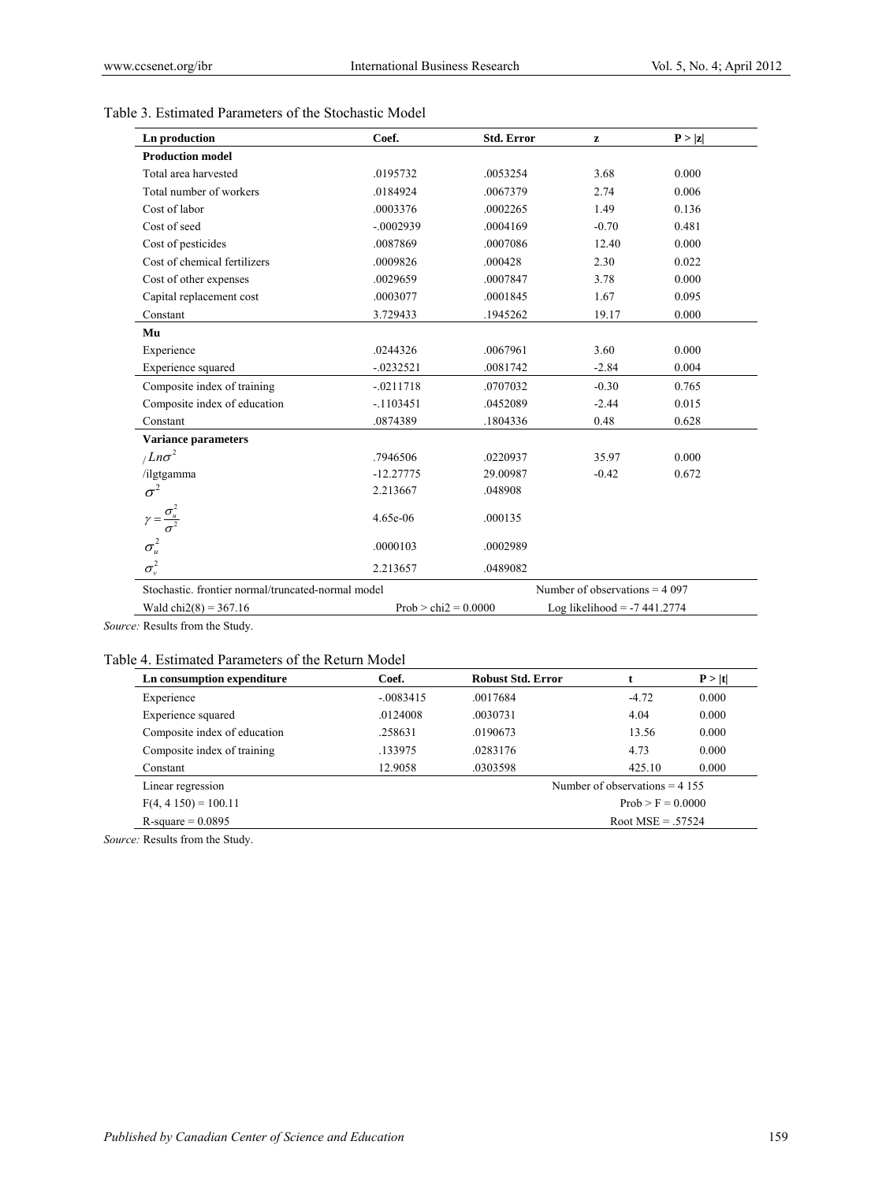Table 3. Estimated Parameters of the Stochastic Model

| Ln production | Coef. | Std. Error | z | P > \|z\| |
|---|---|---|---|---|
| **Production model** | | | | |
| Total area harvested | .0195732 | .0053254 | 3.68 | 0.000 |
| Total number of workers | .0184924 | .0067379 | 2.74 | 0.006 |
| Cost of labor | .0003376 | .0002265 | 1.49 | 0.136 |
| Cost of seed | -.0002939 | .0004169 | -0.70 | 0.481 |
| Cost of pesticides | .0087869 | .0007086 | 12.40 | 0.000 |
| Cost of chemical fertilizers | .0009826 | .000428 | 2.30 | 0.022 |
| Cost of other expenses | .0029659 | .0007847 | 3.78 | 0.000 |
| Capital replacement cost | .0003077 | .0001845 | 1.67 | 0.095 |
| Constant | 3.729433 | .1945262 | 19.17 | 0.000 |
| **Mu** | | | | |
| Experience | .0244326 | .0067961 | 3.60 | 0.000 |
| Experience squared | -.0232521 | .0081742 | -2.84 | 0.004 |
| Composite index of training | -.0211718 | .0707032 | -0.30 | 0.765 |
| Composite index of education | -.1103451 | .0452089 | -2.44 | 0.015 |
| Constant | .0874389 | .1804336 | 0.48 | 0.628 |
| **Variance parameters** | | | | |
| $/Ln\sigma^2$ | .7946506 | .0220937 | 35.97 | 0.000 |
| /ilgtgamma | -12.27775 | 29.00987 | -0.42 | 0.672 |
| $\sigma^2$ | 2.213667 | .048908 | | |
| $\gamma = \frac{\sigma_u^2}{\sigma^2}$ | 4.65e-06 | .000135 | | |
| $\sigma_u^2$ | .0000103 | .0002989 | | |
| $\sigma_v^2$ | 2.213657 | .0489082 | | |
| Stochastic. frontier normal/truncated-normal model | | | Number of observations = 4 097 | |
| Wald chi2(8) = 367.16 | | Prob > chi2 = 0.0000 | Log likelihood = -7 441.2774 | |

*Source:* Results from the Study.

Table 4. Estimated Parameters of the Return Model

| Ln consumption expenditure | Coef. | Robust Std. Error | t | P > \|t\| |
|---|---|---|---|---|
| Experience | -.0083415 | .0017684 | -4.72 | 0.000 |
| Experience squared | .0124008 | .0030731 | 4.04 | 0.000 |
| Composite index of education | .258631 | .0190673 | 13.56 | 0.000 |
| Composite index of training | .133975 | .0283176 | 4.73 | 0.000 |
| Constant | 12.9058 | .0303598 | 425.10 | 0.000 |
| Linear regression | | | Number of observations = 4 155 | |
| F(4, 4 150) = 100.11 | | | Prob > F = 0.0000 | |
| R-square = 0.0895 | | | Root MSE = .57524 | |

*Source:* Results from the Study.